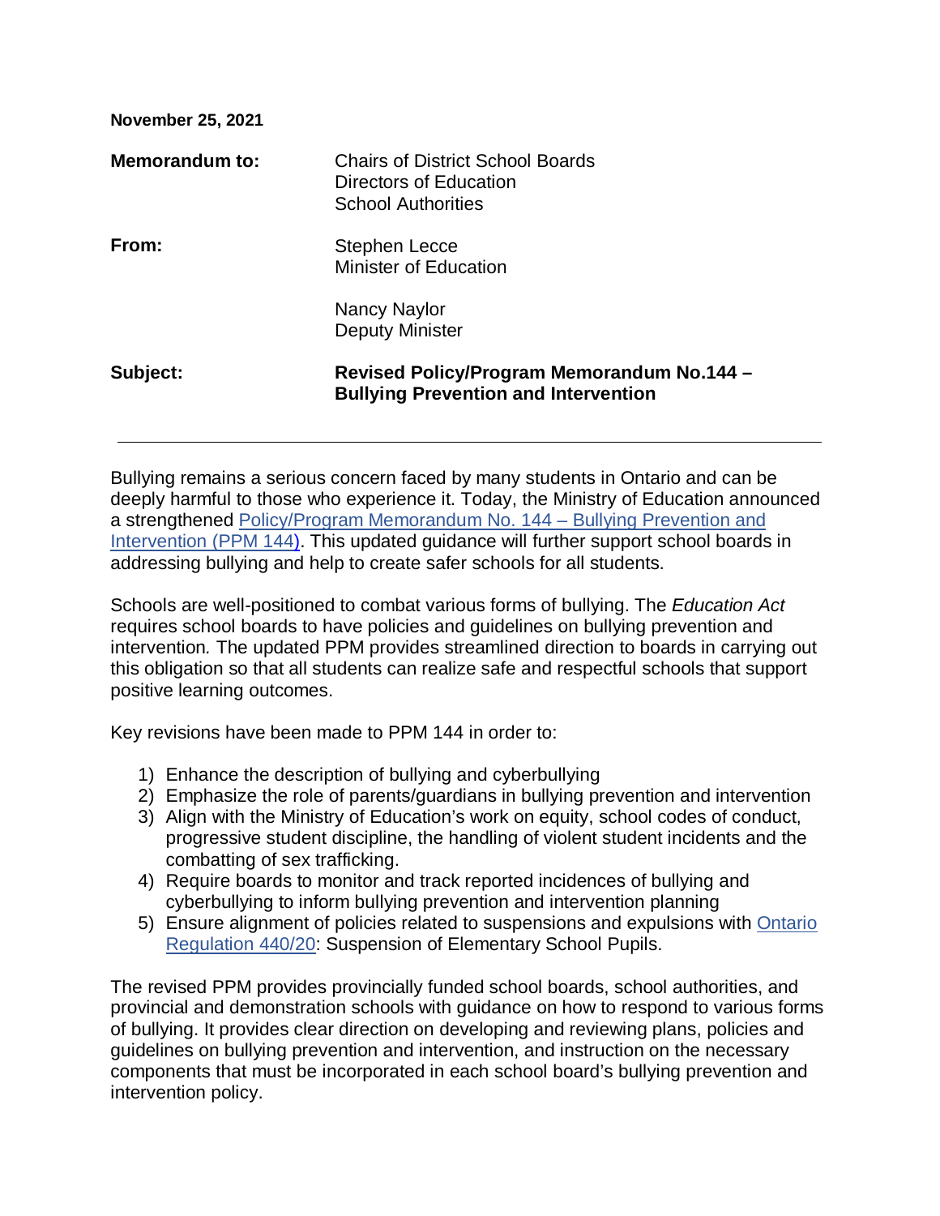**November 25, 2021**

| | |
|---|---|
| **Memorandum to:** | Chairs of District School Boards<br>Directors of Education<br>School Authorities |
| **From:** | Stephen Lecce<br>Minister of Education<br><br>Nancy Naylor<br>Deputy Minister |
| **Subject:** | **Revised Policy/Program Memorandum No.144 – Bullying Prevention and Intervention** |

---

Bullying remains a serious concern faced by many students in Ontario and can be deeply harmful to those who experience it. Today, the Ministry of Education announced a strengthened Policy/Program Memorandum No. 144 – Bullying Prevention and Intervention (PPM 144). This updated guidance will further support school boards in addressing bullying and help to create safer schools for all students.

Schools are well-positioned to combat various forms of bullying. The *Education Act* requires school boards to have policies and guidelines on bullying prevention and intervention. The updated PPM provides streamlined direction to boards in carrying out this obligation so that all students can realize safe and respectful schools that support positive learning outcomes.

Key revisions have been made to PPM 144 in order to:

1) Enhance the description of bullying and cyberbullying
2) Emphasize the role of parents/guardians in bullying prevention and intervention
3) Align with the Ministry of Education's work on equity, school codes of conduct, progressive student discipline, the handling of violent student incidents and the combatting of sex trafficking.
4) Require boards to monitor and track reported incidences of bullying and cyberbullying to inform bullying prevention and intervention planning
5) Ensure alignment of policies related to suspensions and expulsions with Ontario Regulation 440/20: Suspension of Elementary School Pupils.

The revised PPM provides provincially funded school boards, school authorities, and provincial and demonstration schools with guidance on how to respond to various forms of bullying. It provides clear direction on developing and reviewing plans, policies and guidelines on bullying prevention and intervention, and instruction on the necessary components that must be incorporated in each school board's bullying prevention and intervention policy.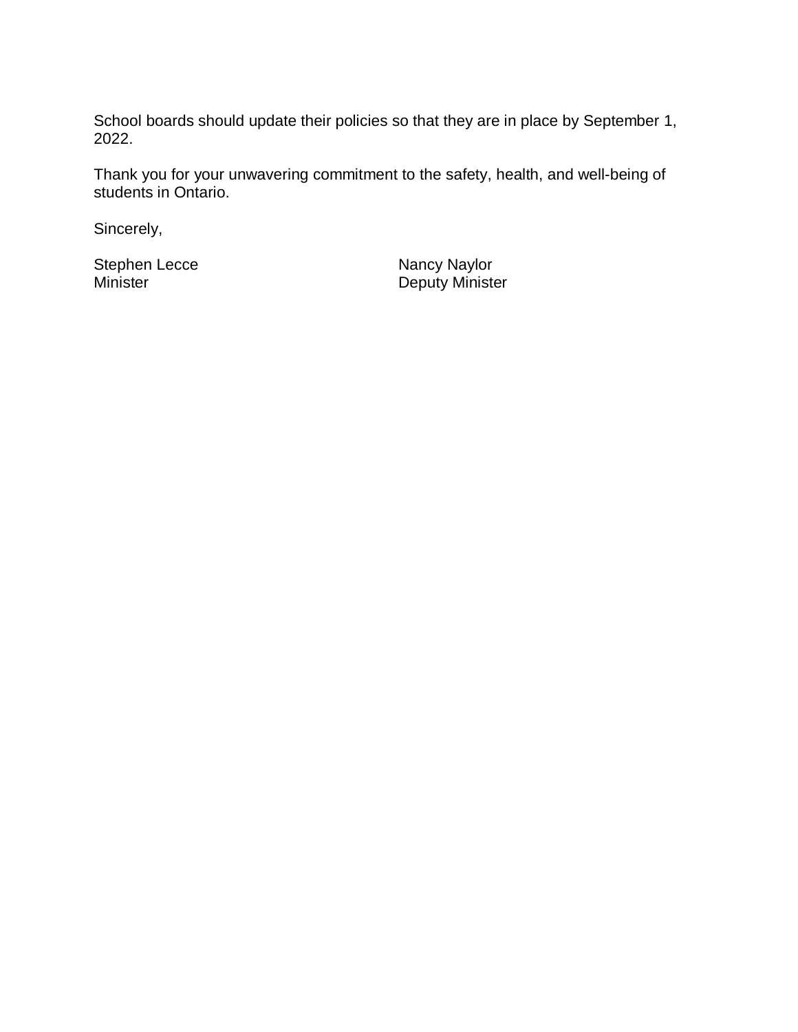School boards should update their policies so that they are in place by September 1, 2022.

Thank you for your unwavering commitment to the safety, health, and well-being of students in Ontario.

Sincerely,

Stephen Lecce
Minister

Nancy Naylor
Deputy Minister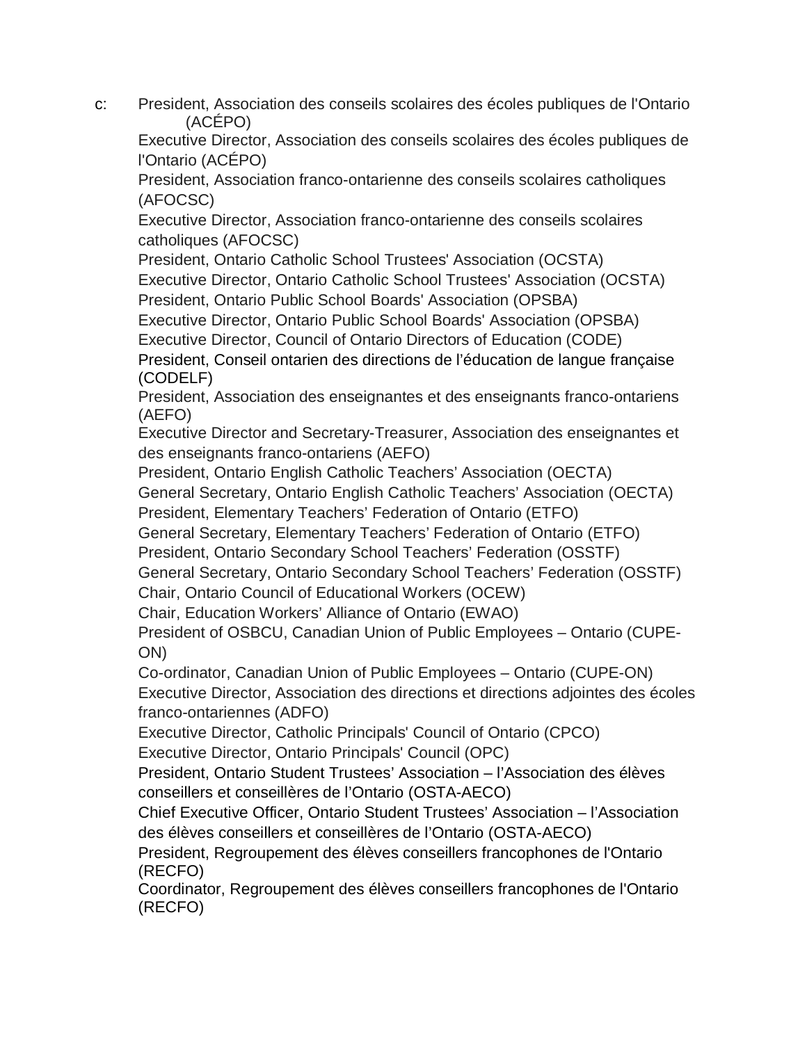c: President, Association des conseils scolaires des écoles publiques de l'Ontario (ACÉPO)
Executive Director, Association des conseils scolaires des écoles publiques de l'Ontario (ACÉPO)
President, Association franco-ontarienne des conseils scolaires catholiques (AFOCSC)
Executive Director, Association franco-ontarienne des conseils scolaires catholiques (AFOCSC)
President, Ontario Catholic School Trustees' Association (OCSTA)
Executive Director, Ontario Catholic School Trustees' Association (OCSTA)
President, Ontario Public School Boards' Association (OPSBA)
Executive Director, Ontario Public School Boards' Association (OPSBA)
Executive Director, Council of Ontario Directors of Education (CODE)
President, Conseil ontarien des directions de l'éducation de langue française (CODELF)
President, Association des enseignantes et des enseignants franco-ontariens (AEFO)
Executive Director and Secretary-Treasurer, Association des enseignantes et des enseignants franco-ontariens (AEFO)
President, Ontario English Catholic Teachers' Association (OECTA)
General Secretary, Ontario English Catholic Teachers' Association (OECTA)
President, Elementary Teachers' Federation of Ontario (ETFO)
General Secretary, Elementary Teachers' Federation of Ontario (ETFO)
President, Ontario Secondary School Teachers' Federation (OSSTF)
General Secretary, Ontario Secondary School Teachers' Federation (OSSTF)
Chair, Ontario Council of Educational Workers (OCEW)
Chair, Education Workers' Alliance of Ontario (EWAO)
President of OSBCU, Canadian Union of Public Employees – Ontario (CUPE-ON)
Co-ordinator, Canadian Union of Public Employees – Ontario (CUPE-ON)
Executive Director, Association des directions et directions adjointes des écoles franco-ontariennes (ADFO)
Executive Director, Catholic Principals' Council of Ontario (CPCO)
Executive Director, Ontario Principals' Council (OPC)
President, Ontario Student Trustees' Association – l'Association des élèves conseillers et conseillères de l'Ontario (OSTA-AECO)
Chief Executive Officer, Ontario Student Trustees' Association – l'Association des élèves conseillers et conseillères de l'Ontario (OSTA-AECO)
President, Regroupement des élèves conseillers francophones de l'Ontario (RECFO)
Coordinator, Regroupement des élèves conseillers francophones de l'Ontario (RECFO)